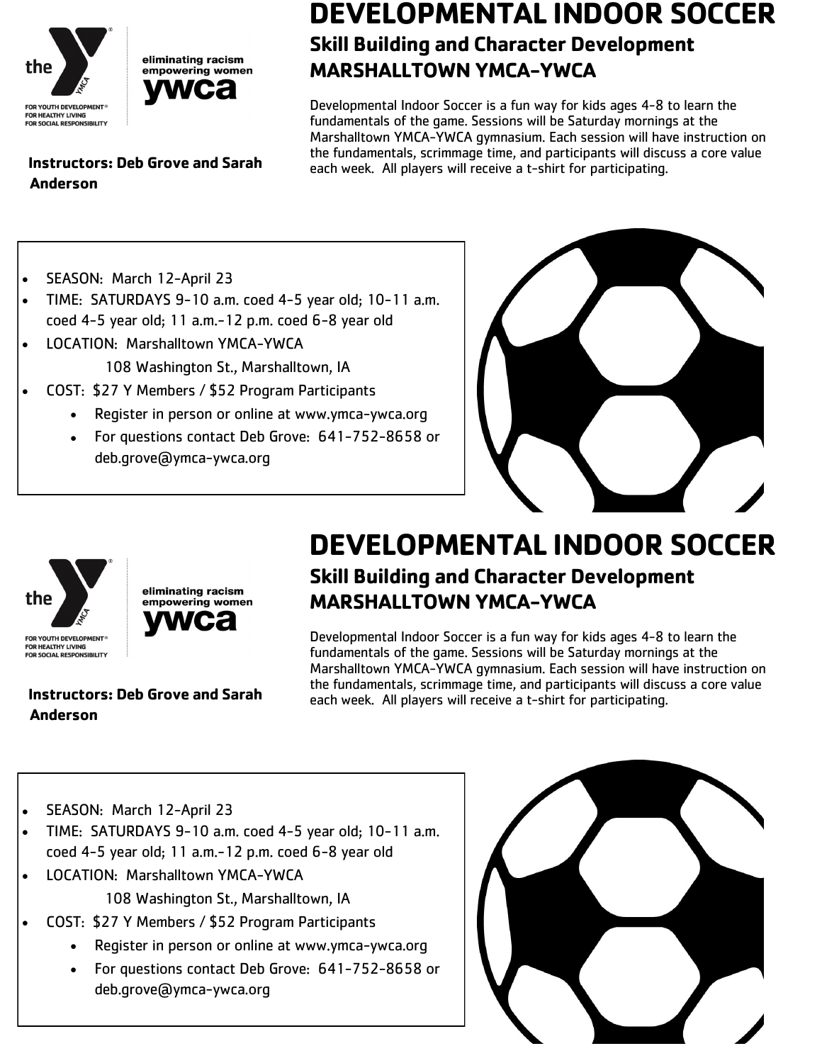the Y — FOR YOUTH DEVELOPMENT® FOR HEALTHY LIVING FOR SOCIAL RESPONSIBILITY

eliminating racism empowering women ywca

**Instructors: Deb Grove and Sarah Anderson**

# DEVELOPMENTAL INDOOR SOCCER

## Skill Building and Character Development

## MARSHALLTOWN YMCA-YWCA

Developmental Indoor Soccer is a fun way for kids ages 4-8 to learn the fundamentals of the game. Sessions will be Saturday mornings at the Marshalltown YMCA-YWCA gymnasium. Each session will have instruction on the fundamentals, scrimmage time, and participants will discuss a core value each week. All players will receive a t-shirt for participating.

- SEASON: March 12-April 23
- TIME: SATURDAYS 9-10 a.m. coed 4-5 year old; 10-11 a.m. coed 4-5 year old; 11 a.m.-12 p.m. coed 6-8 year old
- LOCATION: Marshalltown YMCA-YWCA
  108 Washington St., Marshalltown, IA
- COST: $27 Y Members / $52 Program Participants
  - Register in person or online at www.ymca-ywca.org
  - For questions contact Deb Grove: 641-752-8658 or deb.grove@ymca-ywca.org

the Y — FOR YOUTH DEVELOPMENT® FOR HEALTHY LIVING FOR SOCIAL RESPONSIBILITY

eliminating racism empowering women ywca

**Instructors: Deb Grove and Sarah Anderson**

# DEVELOPMENTAL INDOOR SOCCER

## Skill Building and Character Development

## MARSHALLTOWN YMCA-YWCA

Developmental Indoor Soccer is a fun way for kids ages 4-8 to learn the fundamentals of the game. Sessions will be Saturday mornings at the Marshalltown YMCA-YWCA gymnasium. Each session will have instruction on the fundamentals, scrimmage time, and participants will discuss a core value each week. All players will receive a t-shirt for participating.

- SEASON: March 12-April 23
- TIME: SATURDAYS 9-10 a.m. coed 4-5 year old; 10-11 a.m. coed 4-5 year old; 11 a.m.-12 p.m. coed 6-8 year old
- LOCATION: Marshalltown YMCA-YWCA
  108 Washington St., Marshalltown, IA
- COST: $27 Y Members / $52 Program Participants
  - Register in person or online at www.ymca-ywca.org
  - For questions contact Deb Grove: 641-752-8658 or deb.grove@ymca-ywca.org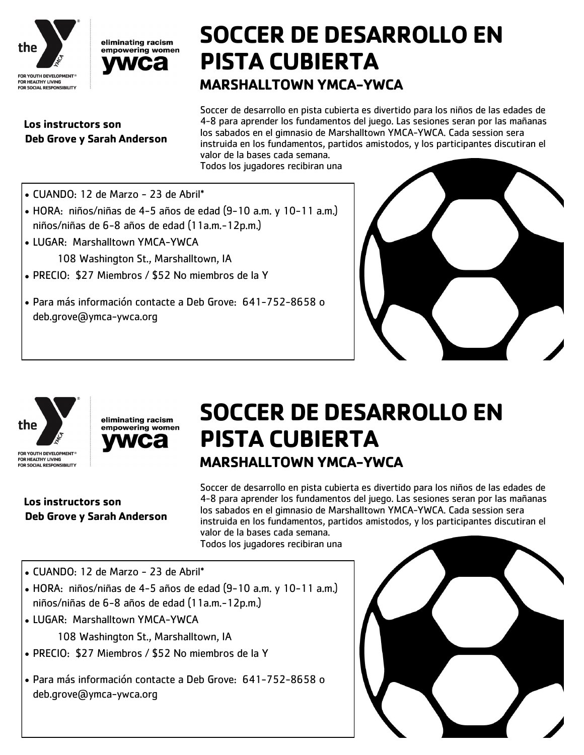eliminating racism
empowering women
ywca

# SOCCER DE DESARROLLO EN PISTA CUBIERTA

## MARSHALLTOWN YMCA-YWCA

**Los instructors son**
**Deb Grove y Sarah Anderson**

Soccer de desarrollo en pista cubierta es divertido para los niños de las edades de 4-8 para aprender los fundamentos del juego. Las sesiones seran por las mañanas los sabados en el gimnasio de Marshalltown YMCA-YWCA. Cada session sera instruida en los fundamentos, partidos amistodos, y los participantes discutiran el valor de la bases cada semana.
Todos los jugadores recibiran una

- CUANDO: 12 de Marzo - 23 de Abril*
- HORA: niños/niñas de 4-5 años de edad (9-10 a.m. y 10-11 a.m.) niños/niñas de 6-8 años de edad (11a.m.-12p.m.)
- LUGAR: Marshalltown YMCA-YWCA
  108 Washington St., Marshalltown, IA
- PRECIO: $27 Miembros / $52 No miembros de la Y
- Para más información contacte a Deb Grove: 641-752-8658 o deb.grove@ymca-ywca.org

eliminating racism
empowering women
ywca

# SOCCER DE DESARROLLO EN PISTA CUBIERTA

## MARSHALLTOWN YMCA-YWCA

**Los instructors son**
**Deb Grove y Sarah Anderson**

Soccer de desarrollo en pista cubierta es divertido para los niños de las edades de 4-8 para aprender los fundamentos del juego. Las sesiones seran por las mañanas los sabados en el gimnasio de Marshalltown YMCA-YWCA. Cada session sera instruida en los fundamentos, partidos amistodos, y los participantes discutiran el valor de la bases cada semana.
Todos los jugadores recibiran una

- CUANDO: 12 de Marzo - 23 de Abril*
- HORA: niños/niñas de 4-5 años de edad (9-10 a.m. y 10-11 a.m.) niños/niñas de 6-8 años de edad (11a.m.-12p.m.)
- LUGAR: Marshalltown YMCA-YWCA
  108 Washington St., Marshalltown, IA
- PRECIO: $27 Miembros / $52 No miembros de la Y
- Para más información contacte a Deb Grove: 641-752-8658 o deb.grove@ymca-ywca.org